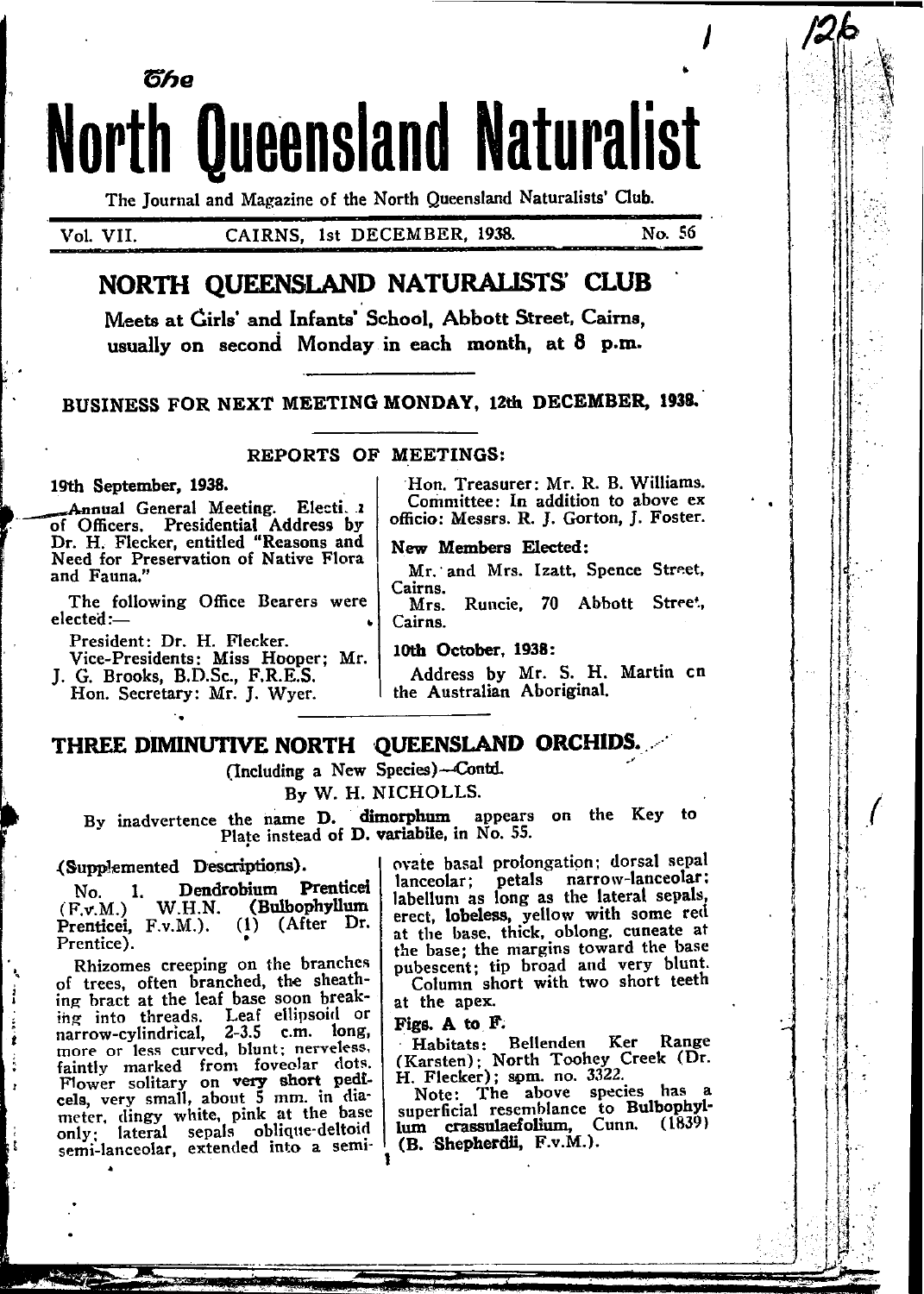# The North Queensland Naturalist

The Journal and Magazine of the North Queensland Naturalists' Club.

Vol. VII. CAIRNS, 1st DECEMBER, 1938. No. 56

## NORTH QUEENSLAND NATURALISTS' CLUB

**Meets at Girls' and Infants' School, Abbott Street, Cairns, usually on second Monday in each month, at 8 p.m.**

**BUSINESS FOR NEXT MEETING MONDAY, 12th DECEMBER, 1938.**

### REPORTS OF MEETINGS:

**19th September, 1938.**

Annual General Meeting. Election of Officers. Presidential Address by Dr. H. Flecker, entitled "Reasons and Need for Preservation of Native Flora and Fauna."

The following Office Bearers were elected:—

President: Dr. H. Flecker.
Vice-Presidents: Miss Hooper; Mr. J. G. Brooks, B.D.Sc., F.R.E.S.
Hon. Secretary: Mr. J. Wyer.
Hon. Treasurer: Mr. R. B. Williams.
Committee: In addition to above ex officio: Messrs. R. J. Gorton, J. Foster.

**New Members Elected:**

Mr. and Mrs. Izatt, Spence Street, Cairns.
Mrs. Runcie, 70 Abbott Street, Cairns.

**10th October, 1938:**

Address by Mr. S. H. Martin on the Australian Aboriginal.

## THREE DIMINUTIVE NORTH QUEENSLAND ORCHIDS.

(Including a New Species)—Contd.

By W. H. NICHOLLS.

By inadvertence the name **D. dimorphum** appears on the Key to Plate instead of **D. variabile**, in No. 55.

(Supplemented Descriptions).

No. 1. **Dendrobium Prenticei** (F.v.M.) W.H.N. **(Bulbophyllum Prenticei,** F.v.M.). (1) (After Dr. Prentice).

Rhizomes creeping on the branches of trees, often branched, the sheathing bract at the leaf base soon breaking into threads. Leaf ellipsoid or narrow-cylindrical, 2-3.5 c.m. long, more or less curved, blunt; nerveless, faintly marked from foveolar dots. Flower solitary on **very short pedicels**, very small, about 5 mm. in diameter, dingy white, pink at the base only; lateral sepals oblique-deltoid semi-lanceolar, extended into a semi-ovate basal prolongation; dorsal sepal lanceolar; petals narrow-lanceolar; labellum as long as the lateral sepals, erect, **lobeless**, yellow with some red at the base, thick, oblong, cuneate at the base; the margins toward the base pubescent; tip broad and very blunt. Column short with two short teeth at the apex.

**Figs. A to F.**

Habitats: Bellenden Ker Range (Karsten); North Toohey Creek (Dr. H. Flecker); spm. no. 3322.

Note: The above species has a superficial resemblance to **Bulbophyllum crassulaefolium,** Cunn. (1839) **(B. Shepherdii,** F.v.M.).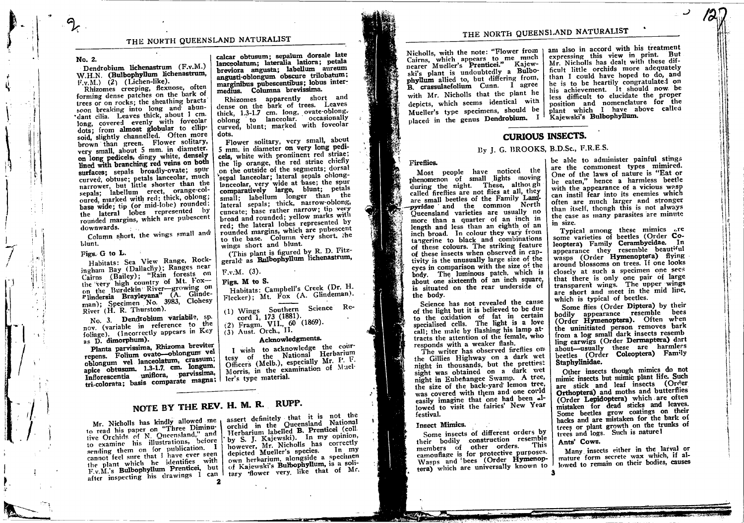No. 2.

Dendrobium **lichenastrum** (F.v.M.) W.H.N. (**Bulbophyllum lichenastrum**, F.v.M.) (2) (Lichen-like).

Rhizomes creeping, flexuose, often forming dense patches on the bark of trees or on rocks; the sheathing bracts soon breaking into long and abundant cilia. Leaves thick, about 1 cm. long, covered evenly with foveolar dots; from **almost globular** to ellipsoid, slightly channelled. Often more brown than green. Flower solitary, very small, about 5 mm. in diameter, **on long pedicels**, dingy white, **densely lined with branching red veins on both surfaces**; sepals broadly-ovate; spur curved, obtuse; petals lanceolar, much narrower, but little shorter than the sepals; labellum erect, orange-coloured, marked with red; thick, oblong; **base wide**; tip (or mid-lobe) rounded; the lateral lobes represented by rounded margins, which are pubescent downwards.

Column short, the wings small and blunt.

Figs. G to L.

Habitats: Sea View Range, Rockingham Bay (Dallachy); Ranges near Cairns (Bailey); "Rain forests on the very high country of Mt. Fox—on the Burdekin River—growing on **Flindersia Brayleyana**" (A. Glindeman); Specimen No. 3983, Clohesy River (H. R. Thurston).

No. 3. **Dendrobium variabile**, sp. nov. (variable in reference to the foliage). (Incorrectly appears in Key as D. **dimorphum**).

**Planta parvissima, Rhizoma breviter repens. Folium ovato—oblongum vel oblongum vel lanceolatum, crassum; apice obtusum. 1.3-1.7 cm. longum. Inflorescentia uniflora, parvissima, tri-colorata; basis comparate magna; calcar obtusum; sepalum dorsale late lanceolatum; lateralia latiora; petala breviora angusta; labellum aureum angusti-oblongum obscure trilobatum; marginibus pubescentibus; lobus intermedius. Columna brevissima.**

Rhizomes apparently short and dense on the bark of trees. Leaves thick, 1.3-1.7 cm. long, ovate-oblong, oblong to lanceolar. occasionally curved, blunt; marked with foveolar dots.

Flower solitary, very small, about 5 mm. in diameter **on very long pedicels**, white with prominent red striae; the lip orange, the red striae chiefly on the outside of the segments; dorsal sepal lanceolar; lateral sepals oblong-lanceolar, very wide at base; the spur **comparatively large**, blunt; petals small; labellum longer than the lateral sepals; thick, narrow-oblong, cuneate; base rather narrow; tip very broad and rounded; yellow marks with red; the lateral lobes represented by rounded margins, which are pubescent to the base. Column very short, the wings short and blunt.

(This plant is figured by R. D. Fitzgerald as **Bulbophyllum lichenastrum**, F.v.M. (3).

Figs. M to S.

Habitats: Campbell's Creek (Dr. H. Flecker); Mt. Fox (A. Glindeman).

---

(1) Wings Southern Science Record 1, 173 (1881).
(2) Fragm. VII., 60 (1869).
(3) Aust. Orch., II.

### Acknowledgments.

I wish to acknowledge the courtesy of the National Herbarium Officers (Melb.), especially Mr. P. F. Morris, in the examination of Mueller's type material.

## NOTE BY THE REV. H. M. R. RUPP.

Mr. Nicholls has kindly allowed me to read his paper on "Three Diminutive Orchids of N. Queensland," and to examine his illustrations, before sending them on for publication. I cannot feel sure that I have ever seen the plant which he identifies with F.v.M.'s **Bulbophyllum Prenticei**, but after inspecting his drawings I can assert definitely that it is not the orchid in the Queensland National Herbarium labelled **B. Prenticei** (coll. by S. J. Kajewski). In my opinion, however, Mr. Nicholls has correctly depicted Mueller's species. In my own herbarium, alongside a specimen of Kajewski's **Bulbophyllum**, is a solitary flower very like that of Mr. Nicholls, with the note: "Flower from Cairns, which appears to me much nearer Mueller's **Prenticei**." Kajewski's plant is undoubtedly a **Bulbophyllum** allied to, but differing from, **B. crassulaefolium** Cunn. I agree with Mr. Nicholls that the plant he depicts, which seems identical with Mueller's type specimens, should be placed in the genus **Dendrobium**. I am also in accord with his treatment expressing this view in print. But Mr. Nicholls has dealt with these difficult little orchids more adequately than I could have hoped to do, and he is to be heartily congratulated on his achievement. It should now be less difficult to elucidate the proper position and nomenclature for the plant which I have above called Kajewski's **Bulbophyllum**.

## CURIOUS INSECTS.

By J. G. BROOKS, B.D.Sc., F.R.E.S.

### Fireflies.

Most people have noticed the phenomenon of small lights moving during the night. These, although called fireflies are not flies at all, they are small beetles of the Family **Lampyridae** and the common North Queensland varieties are usually no more than a quarter of an inch in length and less than an eighth of an inch broad. In colour they vary from tangerine to black and combinations of these colours. The striking feature of these insects when observed in captivity is the unusually large size of the eyes in comparison with the size of the body. The luminous patch, which is about one sixteenth of an inch square, is situated on the rear underside of the body.

Science has not revealed the cause of the light but it is believed to be due to the oxidation of fat in certain specialised cells. The light is a love call; the male by flashing his lamp attracts the attention of the female, who responds with a weaker flash.

The writer has observed fireflies on the Gillies Highway on a dark wet night in thousands, but the prettiest sight was obtained on a dark wet night in Eubenangee Swamp. A tree, the size of the back-yard lemon tree, was covered with them and one could easily imagine that one had been allowed to visit the fairies' New Year festival.

### Insect Mimics.

Some insects of different orders by their bodily construction resemble members of other orders. This camouflage is for protective purposes. Wasps and bees (Order **Hymenoptera**) which are universally known to be able to administer painful stings are the commonest types mimicred. One of the laws of nature is "Eat or be eaten," hence a harmless beetle with the appearance of a vicious wasp can instil fear into its enemies which often are much larger and stronger than itself, though this is not always the case as many parasites are minute in size.

Typical among these mimics are some varieties of beetles (Order **Coleoptera**) Family **Cerambycidae**. In appearance they resemble beautiful wasps (Order **Hymenoptera**) flying around blossoms on trees. If one looks closely at such a specimen one sees that there is only one pair of large transparent wings. The upper wings are short and meet in the mid line, which is typical of beetles.

Some flies (Order **Diptera**) by their bodily appearance resemble bees (Order **Hymenoptera**). Often when the uninitiated person removes bark from a log small dark insects resembling earwigs (Order **Dermaptera**) dart about—usually these are harmless beetles (Order **Coleoptera**) Family **Staphylinidae**.

Other insects though mimics do not mimic insects but mimic plant life. Such are stick and leaf insects (Order **Orthoptera**) and moths and butterflies (Order **Lepidoptera**) which are often mistaken for dead sticks and leaves. Some beetles grow coatings on their backs and are mistaken for the bark of trees or plant growth on the trunks of trees and logs. Such is nature!

### Ants' Cows.

Many insects either in the larval or mature form secrete wax which, if allowed to remain on their bodies, causes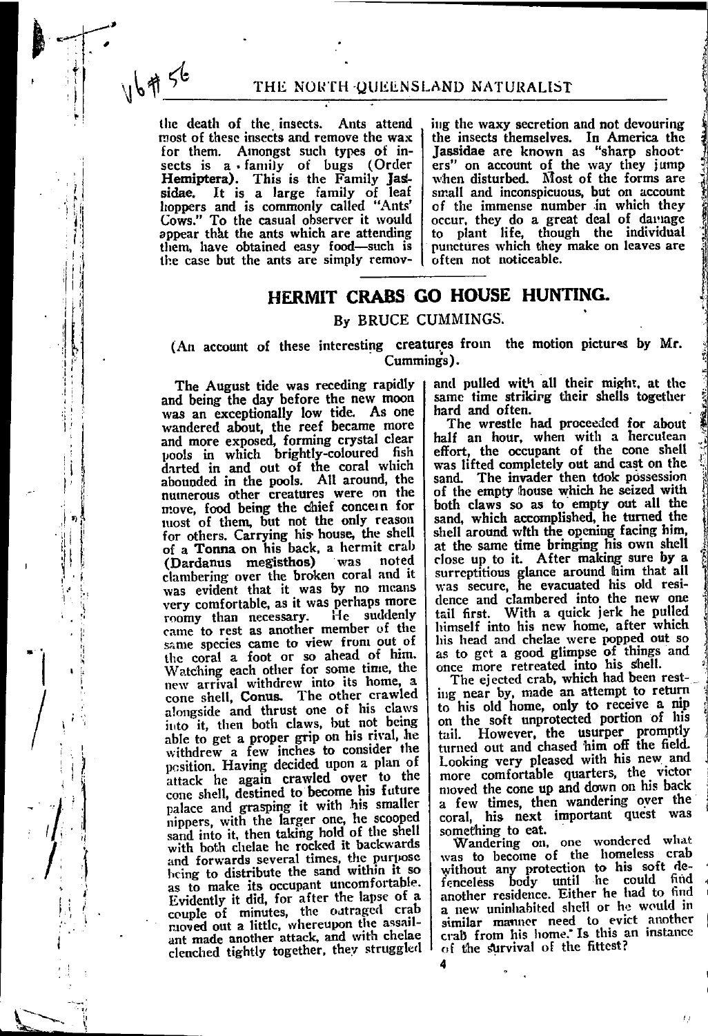the death of the insects. Ants attend most of these insects and remove the wax for them. Amongst such types of insects is a family of bugs (Order **Hemiptera**). This is the Family **Jassidae**. It is a large family of leaf hoppers and is commonly called "Ants' Cows." To the casual observer it would appear that the ants which are attending them, have obtained easy food—such is the case but the ants are simply removing the waxy secretion and not devouring the insects themselves. In America the **Jassidae** are known as "sharp shooters" on account of the way they jump when disturbed. Most of the forms are small and inconspicuous, but on account of the immense number in which they occur, they do a great deal of damage to plant life, though the individual punctures which they make on leaves are often not noticeable.

## HERMIT CRABS GO HOUSE HUNTING.

### By BRUCE CUMMINGS.

(An account of these interesting creatures from the motion pictures by Mr. Cummings).

The August tide was receding rapidly and being the day before the new moon was an exceptionally low tide. As one wandered about, the reef became more and more exposed, forming crystal clear pools in which brightly-coloured fish darted in and out of the coral which abounded in the pools. All around, the numerous other creatures were on the move, food being the chief concern for most of them, but not the only reason for others. Carrying his house, the shell of a **Tonna** on his back, a hermit crab **(Dardanus megisthos)** was noted clambering over the broken coral and it was evident that it was by no means very comfortable, as it was perhaps more roomy than necessary. He suddenly came to rest as another member of the same species came to view from out of the coral a foot or so ahead of him. Watching each other for some time, the new arrival withdrew into its home, a cone shell, **Conus.** The other crawled alongside and thrust one of his claws into it, then both claws, but not being able to get a proper grip on his rival, he withdrew a few inches to consider the position. Having decided upon a plan of attack he again crawled over to the cone shell, destined to become his future palace and grasping it with his smaller nippers, with the larger one, he scooped sand into it, then taking hold of the shell with both chelae he rocked it backwards and forwards several times, the purpose being to distribute the sand within it so as to make its occupant uncomfortable. Evidently it did, for after the lapse of a couple of minutes, the outraged crab moved out a little, whereupon the assailant made another attack, and with chelae clenched tightly together, they struggled and pulled with all their might, at the same time striking their shells together hard and often.

The wrestle had proceeded for about half an hour, when with a herculean effort, the occupant of the cone shell was lifted completely out and cast on the sand. The invader then took possession of the empty house which he seized with both claws so as to empty out all the sand, which accomplished, he turned the shell around with the opening facing him, at the same time bringing his own shell close up to it. After making sure by a surreptitious glance around him that all was secure, he evacuated his old residence and clambered into the new one tail first. With a quick jerk he pulled himself into his new home, after which his head and chelae were popped out so as to get a good glimpse of things and once more retreated into his shell.

The ejected crab, which had been resting near by, made an attempt to return to his old home, only to receive a nip on the soft unprotected portion of his tail. However, the usurper promptly turned out and chased him off the field. Looking very pleased with his new and more comfortable quarters, the victor moved the cone up and down on his back a few times, then wandering over the coral, his next important quest was something to eat.

Wandering on, one wondered what was to become of the homeless crab without any protection to his soft defenceless body until he could find another residence. Either he had to find a new uninhabited shell or he would in similar manner need to evict another crab from his home. Is this an instance of the survival of the fittest?